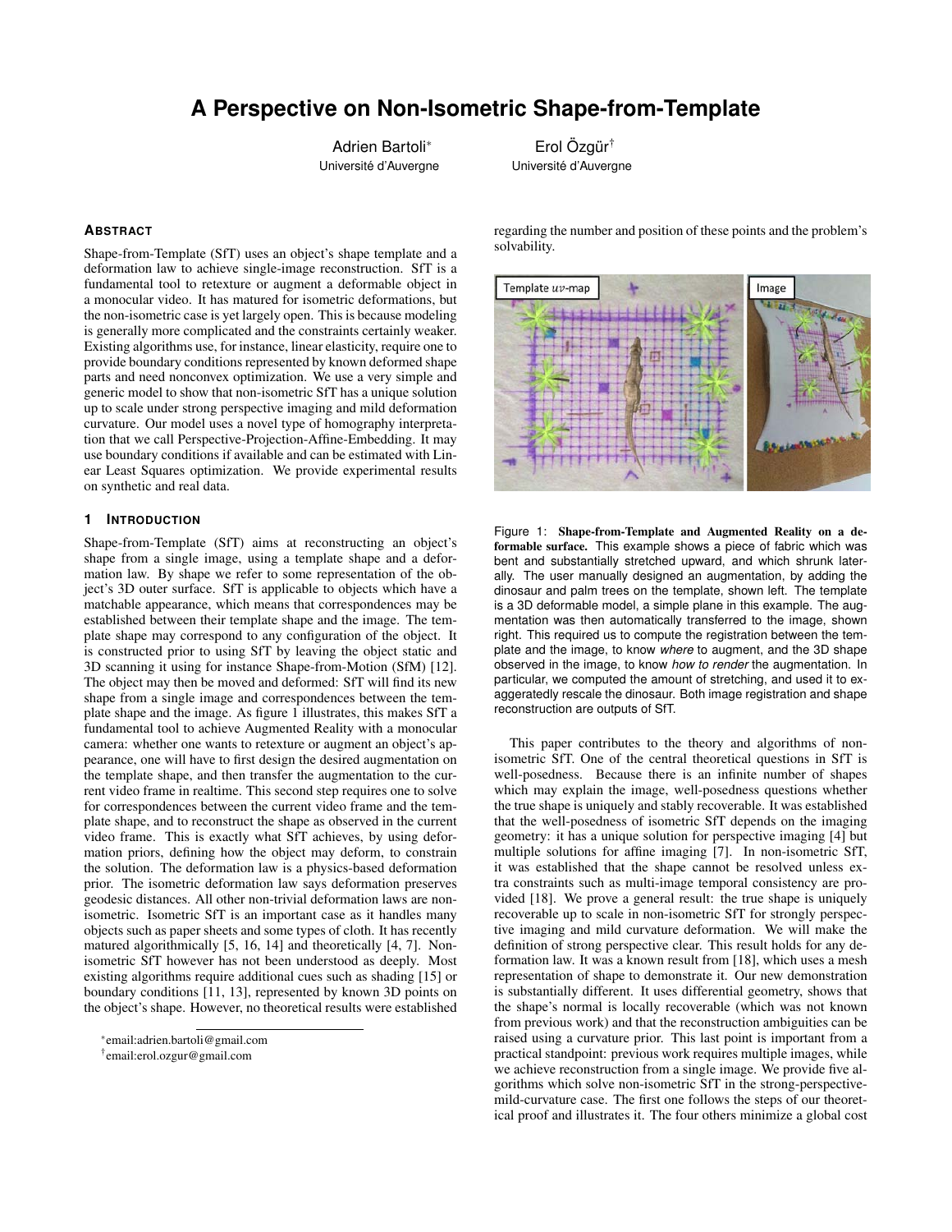# A Perspective on Non-Isometric Shape-from-Template

Adrien Bartoli* — Université d'Auvergne

Erol Özgür† — Université d'Auvergne

## Abstract

Shape-from-Template (SfT) uses an object's shape template and a deformation law to achieve single-image reconstruction. SfT is a fundamental tool to retexture or augment a deformable object in a monocular video. It has matured for isometric deformations, but the non-isometric case is yet largely open. This is because modeling is generally more complicated and the constraints certainly weaker. Existing algorithms use, for instance, linear elasticity, require one to provide boundary conditions represented by known deformed shape parts and need nonconvex optimization. We use a very simple and generic model to show that non-isometric SfT has a unique solution up to scale under strong perspective imaging and mild deformation curvature. Our model uses a novel type of homography interpretation that we call Perspective-Projection-Affine-Embedding. It may use boundary conditions if available and can be estimated with Linear Least Squares optimization. We provide experimental results on synthetic and real data.

## 1 Introduction

Shape-from-Template (SfT) aims at reconstructing an object's shape from a single image, using a template shape and a deformation law. By shape we refer to some representation of the object's 3D outer surface. SfT is applicable to objects which have a matchable appearance, which means that correspondences may be established between their template shape and the image. The template shape may correspond to any configuration of the object. It is constructed prior to using SfT by leaving the object static and 3D scanning it using for instance Shape-from-Motion (SfM) [12]. The object may then be moved and deformed: SfT will find its new shape from a single image and correspondences between the template shape and the image. As figure 1 illustrates, this makes SfT a fundamental tool to achieve Augmented Reality with a monocular camera: whether one wants to retexture or augment an object's appearance, one will have to first design the desired augmentation on the template shape, and then transfer the augmentation to the current video frame in realtime. This second step requires one to solve for correspondences between the current video frame and the template shape, and to reconstruct the shape as observed in the current video frame. This is exactly what SfT achieves, by using deformation priors, defining how the object may deform, to constrain the solution. The deformation law is a physics-based deformation prior. The isometric deformation law says deformation preserves geodesic distances. All other non-trivial deformation laws are non-isometric. Isometric SfT is an important case as it handles many objects such as paper sheets and some types of cloth. It has recently matured algorithmically [5, 16, 14] and theoretically [4, 7]. Non-isometric SfT however has not been understood as deeply. Most existing algorithms require additional cues such as shading [15] or boundary conditions [11, 13], represented by known 3D points on the object's shape. However, no theoretical results were established regarding the number and position of these points and the problem's solvability.

Figure 1: **Shape-from-Template and Augmented Reality on a deformable surface.** This example shows a piece of fabric which was bent and substantially stretched upward, and which shrunk laterally. The user manually designed an augmentation, by adding the dinosaur and palm trees on the template, shown left. The template is a 3D deformable model, a simple plane in this example. The augmentation was then automatically transferred to the image, shown right. This required us to compute the registration between the template and the image, to know *where* to augment, and the 3D shape observed in the image, to know *how to render* the augmentation. In particular, we computed the amount of stretching, and used it to exaggeratedly rescale the dinosaur. Both image registration and shape reconstruction are outputs of SfT.

This paper contributes to the theory and algorithms of non-isometric SfT. One of the central theoretical questions in SfT is well-posedness. Because there is an infinite number of shapes which may explain the image, well-posedness questions whether the true shape is uniquely and stably recoverable. It was established that the well-posedness of isometric SfT depends on the imaging geometry: it has a unique solution for perspective imaging [4] but multiple solutions for affine imaging [7]. In non-isometric SfT, it was established that the shape cannot be resolved unless extra constraints such as multi-image temporal consistency are provided [18]. We prove a general result: the true shape is uniquely recoverable up to scale in non-isometric SfT for strongly perspective imaging and mild curvature deformation. We will make the definition of strong perspective clear. This result holds for any deformation law. It was a known result from [18], which uses a mesh representation of shape to demonstrate it. Our new demonstration is substantially different. It uses differential geometry, shows that the shape's normal is locally recoverable (which was not known from previous work) and that the reconstruction ambiguities can be raised using a curvature prior. This last point is important from a practical standpoint: previous work requires multiple images, while we achieve reconstruction from a single image. We provide five algorithms which solve non-isometric SfT in the strong-perspective-mild-curvature case. The first one follows the steps of our theoretical proof and illustrates it. The four others minimize a global cost

*email:adrien.bartoli@gmail.com

†email:erol.ozgur@gmail.com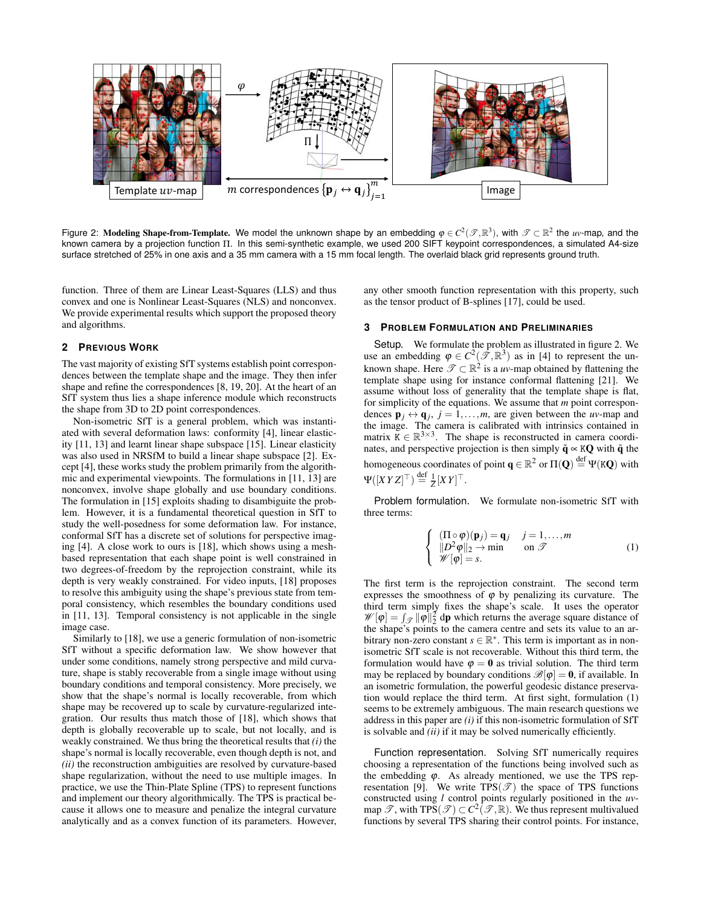Figure 2: **Modeling Shape-from-Template.** We model the unknown shape by an embedding $\varphi \in C^2(\mathscr{T}, \mathbb{R}^3)$, with $\mathscr{T} \subset \mathbb{R}^2$ the *uv*-map, and the known camera by a projection function $\Pi$. In this semi-synthetic example, we used 200 SIFT keypoint correspondences, a simulated A4-size surface stretched of 25% in one axis and a 35 mm camera with a 15 mm focal length. The overlaid black grid represents ground truth.

function. Three of them are Linear Least-Squares (LLS) and thus convex and one is Nonlinear Least-Squares (NLS) and nonconvex. We provide experimental results which support the proposed theory and algorithms.

## 2 Previous Work

The vast majority of existing SfT systems establish point correspondences between the template shape and the image. They then infer shape and refine the correspondences [8, 19, 20]. At the heart of an SfT system thus lies a shape inference module which reconstructs the shape from 3D to 2D point correspondences.

Non-isometric SfT is a general problem, which was instantiated with several deformation laws: conformity [4], linear elasticity [11, 13] and learnt linear shape subspace [15]. Linear elasticity was also used in NRSfM to build a linear shape subspace [2]. Except [4], these works study the problem primarily from the algorithmic and experimental viewpoints. The formulations in [11, 13] are nonconvex, involve shape globally and use boundary conditions. The formulation in [15] exploits shading to disambiguite the problem. However, it is a fundamental theoretical question in SfT to study the well-posedness for some deformation law. For instance, conformal SfT has a discrete set of solutions for perspective imaging [4]. A close work to ours is [18], which shows using a mesh-based representation that each shape point is well constrained in two degrees-of-freedom by the reprojection constraint, while its depth is very weakly constrained. For video inputs, [18] proposes to resolve this ambiguity using the shape's previous state from temporal consistency, which resembles the boundary conditions used in [11, 13]. Temporal consistency is not applicable in the single image case.

Similarly to [18], we use a generic formulation of non-isometric SfT without a specific deformation law. We show however that under some conditions, namely strong perspective and mild curvature, shape is stably recoverable from a single image without using boundary conditions and temporal consistency. More precisely, we show that the shape's normal is locally recoverable, from which shape may be recovered up to scale by curvature-regularized integration. Our results thus match those of [18], which shows that depth is globally recoverable up to scale, but not locally, and is weakly constrained. We thus bring the theoretical results that *(i)* the shape's normal is locally recoverable, even though depth is not, and *(ii)* the reconstruction ambiguities are resolved by curvature-based shape regularization, without the need to use multiple images. In practice, we use the Thin-Plate Spline (TPS) to represent functions and implement our theory algorithmically. The TPS is practical because it allows one to measure and penalize the integral curvature analytically and as a convex function of its parameters. However, any other smooth function representation with this property, such as the tensor product of B-splines [17], could be used.

## 3 Problem Formulation and Preliminaries

Setup. We formulate the problem as illustrated in figure 2. We use an embedding $\varphi \in C^2(\mathscr{T}, \mathbb{R}^3)$ as in [4] to represent the unknown shape. Here $\mathscr{T} \subset \mathbb{R}^2$ is a *uv*-map obtained by flattening the template shape using for instance conformal flattening [21]. We assume without loss of generality that the template shape is flat, for simplicity of the equations. We assume that $m$ point correspondences $\mathbf{p}_j \leftrightarrow \mathbf{q}_j$, $j = 1, \ldots, m$, are given between the *uv*-map and the image. The camera is calibrated with intrinsics contained in matrix $\mathtt{K} \in \mathbb{R}^{3\times3}$. The shape is reconstructed in camera coordinates, and perspective projection is then simply $\tilde{\mathbf{q}} \propto \mathtt{K}\mathbf{Q}$ with $\tilde{\mathbf{q}}$ the homogeneous coordinates of point $\mathbf{q} \in \mathbb{R}^2$ or $\Pi(\mathbf{Q}) \stackrel{\text{def}}{=} \Psi(\mathtt{K}\mathbf{Q})$ with $\Psi([X\,Y\,Z]^\top) \stackrel{\text{def}}{=} \frac{1}{Z}[X\,Y]^\top$.

Problem formulation. We formulate non-isometric SfT with three terms:

$$
\begin{cases}
(\Pi \circ \varphi)(\mathbf{p}_j) = \mathbf{q}_j & j = 1, \ldots, m \\
\|D^2\varphi\|_2 \to \min & \text{on } \mathscr{T} \\
\mathscr{W}[\varphi] = s.
\end{cases}
\tag{1}
$$

The first term is the reprojection constraint. The second term expresses the smoothness of $\varphi$ by penalizing its curvature. The third term simply fixes the shape's scale. It uses the operator $\mathscr{W}[\varphi] = \int_{\mathscr{T}} \|\varphi\|_2^2 \, \mathrm{d}\mathbf{p}$ which returns the average square distance of the shape's points to the camera centre and sets its value to an arbitrary non-zero constant $s \in \mathbb{R}^*$. This term is important as in non-isometric SfT scale is not recoverable. Without this third term, the formulation would have $\varphi = \mathbf{0}$ as trivial solution. The third term may be replaced by boundary conditions $\mathscr{B}[\varphi] = \mathbf{0}$, if available. In an isometric formulation, the powerful geodesic distance preservation would replace the third term. At first sight, formulation (1) seems to be extremely ambiguous. The main research questions we address in this paper are *(i)* if this non-isometric formulation of SfT is solvable and *(ii)* if it may be solved numerically efficiently.

Function representation. Solving SfT numerically requires choosing a representation of the functions being involved such as the embedding $\varphi$. As already mentioned, we use the TPS representation [9]. We write $\mathrm{TPS}(\mathscr{T})$ the space of TPS functions constructed using $l$ control points regularly positioned in the *uv*-map $\mathscr{T}$, with $\mathrm{TPS}(\mathscr{T}) \subset C^2(\mathscr{T}, \mathbb{R})$. We thus represent multivalued functions by several TPS sharing their control points. For instance,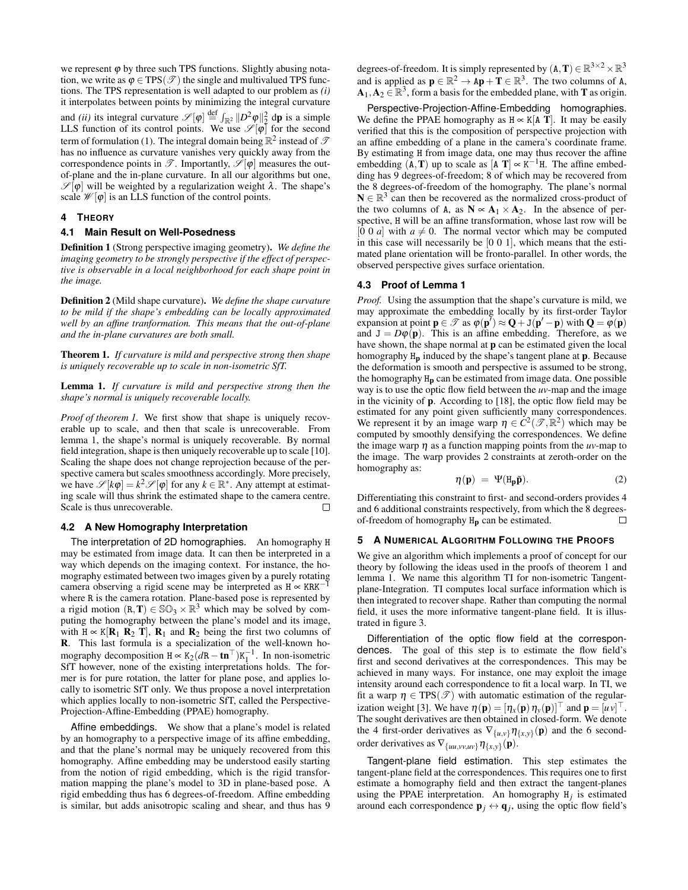we represent $\varphi$ by three such TPS functions. Slightly abusing notation, we write as $\varphi \in \text{TPS}(\mathscr{T})$ the single and multivalued TPS functions. The TPS representation is well adapted to our problem as *(i)* it interpolates between points by minimizing the integral curvature and *(ii)* its integral curvature $\mathscr{S}[\varphi] \stackrel{\text{def}}{=} \int_{\mathbb{R}^2} \|D^2\varphi\|_2^2 \, \mathrm{d}\mathbf{p}$ is a simple LLS function of its control points. We use $\mathscr{S}[\varphi]$ for the second term of formulation (1). The integral domain being $\mathbb{R}^2$ instead of $\mathscr{T}$ has no influence as curvature vanishes very quickly away from the correspondence points in $\mathscr{T}$. Importantly, $\mathscr{S}[\varphi]$ measures the out-of-plane and the in-plane curvature. In all our algorithms but one, $\mathscr{S}[\varphi]$ will be weighted by a regularization weight $\lambda$. The shape's scale $\mathscr{W}[\varphi]$ is an LLS function of the control points.

## 4 Theory

### 4.1 Main Result on Well-Posedness

**Definition 1** (Strong perspective imaging geometry)**.** *We define the imaging geometry to be strongly perspective if the effect of perspective is observable in a local neighborhood for each shape point in the image.*

**Definition 2** (Mild shape curvature)**.** *We define the shape curvature to be mild if the shape's embedding can be locally approximated well by an affine tranformation. This means that the out-of-plane and the in-plane curvatures are both small.*

**Theorem 1.** *If curvature is mild and perspective strong then shape is uniquely recoverable up to scale in non-isometric SfT.*

**Lemma 1.** *If curvature is mild and perspective strong then the shape's normal is uniquely recoverable locally.*

*Proof of theorem 1.* We first show that shape is uniquely recoverable up to scale, and then that scale is unrecoverable. From lemma 1, the shape's normal is uniquely recoverable. By normal field integration, shape is then uniquely recoverable up to scale [10]. Scaling the shape does not change reprojection because of the perspective camera but scales smoothness accordingly. More precisely, we have $\mathscr{S}[k\varphi] = k^2\mathscr{S}[\varphi]$ for any $k \in \mathbb{R}^*$. Any attempt at estimating scale will thus shrink the estimated shape to the camera centre. Scale is thus unrecoverable. □

### 4.2 A New Homography Interpretation

**The interpretation of 2D homographies.** An homography H may be estimated from image data. It can then be interpreted in a way which depends on the imaging context. For instance, the homography estimated between two images given by a purely rotating camera observing a rigid scene may be interpreted as $\mathtt{H} \propto \mathtt{KRK}^{-1}$ where R is the camera rotation. Plane-based pose is represented by a rigid motion $(\mathtt{R}, \mathbf{T}) \in \mathbb{SO}_3 \times \mathbb{R}^3$ which may be solved by computing the homography between the plane's model and its image, with $\mathtt{H} \propto \mathtt{K}[\mathbf{R}_1 \ \mathbf{R}_2 \ \mathbf{T}]$, $\mathbf{R}_1$ and $\mathbf{R}_2$ being the first two columns of $\mathbf{R}$. This last formula is a specialization of the well-known homography decomposition $\mathtt{H} \propto \mathtt{K}_2(d\mathtt{R} - \mathbf{t}\mathbf{n}^\top)\mathtt{K}_1^{-1}$. In non-isometric SfT however, none of the existing interpretations holds. The former is for pure rotation, the latter for plane pose, and applies locally to isometric SfT only. We thus propose a novel interpretation which applies locally to non-isometric SfT, called the Perspective-Projection-Affine-Embedding (PPAE) homography.

**Affine embeddings.** We show that a plane's model is related by an homography to a perspective image of its affine embedding, and that the plane's normal may be uniquely recovered from this homography. Affine embedding may be understood easily starting from the notion of rigid embedding, which is the rigid transformation mapping the plane's model to 3D in plane-based pose. A rigid embedding thus has 6 degrees-of-freedom. Affine embedding is similar, but adds anisotropic scaling and shear, and thus has 9 degrees-of-freedom. It is simply represented by $(\mathtt{A}, \mathbf{T}) \in \mathbb{R}^{3\times 2} \times \mathbb{R}^3$ and is applied as $\mathbf{p} \in \mathbb{R}^2 \to \mathtt{A}\mathbf{p} + \mathbf{T} \in \mathbb{R}^3$. The two columns of A, $\mathbf{A}_1, \mathbf{A}_2 \in \mathbb{R}^3$, form a basis for the embedded plane, with $\mathbf{T}$ as origin.

**Perspective-Projection-Affine-Embedding homographies.** We define the PPAE homography as $\mathtt{H} \propto \mathtt{K}[\mathtt{A} \ \mathbf{T}]$. It may be easily verified that this is the composition of perspective projection with an affine embedding of a plane in the camera's coordinate frame. By estimating H from image data, one may thus recover the affine embedding $(\mathtt{A}, \mathbf{T})$ up to scale as $[\mathtt{A} \ \mathbf{T}] \propto \mathtt{K}^{-1}\mathtt{H}$. The affine embedding has 9 degrees-of-freedom; 8 of which may be recovered from the 8 degrees-of-freedom of the homography. The plane's normal $\mathbf{N} \in \mathbb{R}^3$ can then be recovered as the normalized cross-product of the two columns of A, as $\mathbf{N} \propto \mathbf{A}_1 \times \mathbf{A}_2$. In the absence of perspective, H will be an affine transformation, whose last row will be $[0 \ 0 \ a]$ with $a \neq 0$. The normal vector which may be computed in this case will necessarily be $[0 \ 0 \ 1]$, which means that the estimated plane orientation will be fronto-parallel. In other words, the observed perspective gives surface orientation.

### 4.3 Proof of Lemma 1

*Proof.* Using the assumption that the shape's curvature is mild, we may approximate the embedding locally by its first-order Taylor expansion at point $\mathbf{p} \in \mathscr{T}$ as $\varphi(\mathbf{p}') \approx \mathbf{Q} + \mathtt{J}(\mathbf{p}' - \mathbf{p})$ with $\mathbf{Q} = \varphi(\mathbf{p})$ and $\mathtt{J} = D\varphi(\mathbf{p})$. This is an affine embedding. Therefore, as we have shown, the shape normal at $\mathbf{p}$ can be estimated given the local homography $\mathtt{H}_\mathbf{p}$ induced by the shape's tangent plane at $\mathbf{p}$. Because the deformation is smooth and perspective is assumed to be strong, the homography $\mathtt{H}_\mathbf{p}$ can be estimated from image data. One possible way is to use the optic flow field between the *uv*-map and the image in the vicinity of $\mathbf{p}$. According to [18], the optic flow field may be estimated for any point given sufficiently many correspondences. We represent it by an image warp $\eta \in C^2(\mathscr{T}, \mathbb{R}^2)$ which may be computed by smoothly densifying the correspondences. We define the image warp $\eta$ as a function mapping points from the *uv*-map to the image. The warp provides 2 constraints at zeroth-order on the homography as:

$$\eta(\mathbf{p}) \;=\; \Psi(\mathtt{H}_\mathbf{p}\tilde{\mathbf{p}}). \tag{2}$$

Differentiating this constraint to first- and second-orders provides 4 and 6 additional constraints respectively, from which the 8 degrees-of-freedom of homography $\mathtt{H}_\mathbf{p}$ can be estimated. □

## 5 A Numerical Algorithm Following the Proofs

We give an algorithm which implements a proof of concept for our theory by following the ideas used in the proofs of theorem 1 and lemma 1. We name this algorithm TI for non-isometric Tangent-plane-Integration. TI computes local surface information which is then integrated to recover shape. Rather than computing the normal field, it uses the more informative tangent-plane field. It is illustrated in figure 3.

**Differentiation of the optic flow field at the correspondences.** The goal of this step is to estimate the flow field's first and second derivatives at the correspondences. This may be achieved in many ways. For instance, one may exploit the image intensity around each correspondence to fit a local warp. In TI, we fit a warp $\eta \in \text{TPS}(\mathscr{T})$ with automatic estimation of the regularization weight [3]. We have $\eta(\mathbf{p}) = [\eta_x(\mathbf{p}) \, \eta_y(\mathbf{p})]^\top$ and $\mathbf{p} = [u \, v]^\top$. The sought derivatives are then obtained in closed-form. We denote the 4 first-order derivatives as $\nabla_{\{u,v\}}\eta_{\{x,y\}}(\mathbf{p})$ and the 6 second-order derivatives as $\nabla_{\{uu,vv,uv\}}\eta_{\{x,y\}}(\mathbf{p})$.

**Tangent-plane field estimation.** This step estimates the tangent-plane field at the correspondences. This requires one to first estimate a homography field and then extract the tangent-planes using the PPAE interpretation. An homography $\mathtt{H}_j$ is estimated around each correspondence $\mathbf{p}_j \leftrightarrow \mathbf{q}_j$, using the optic flow field's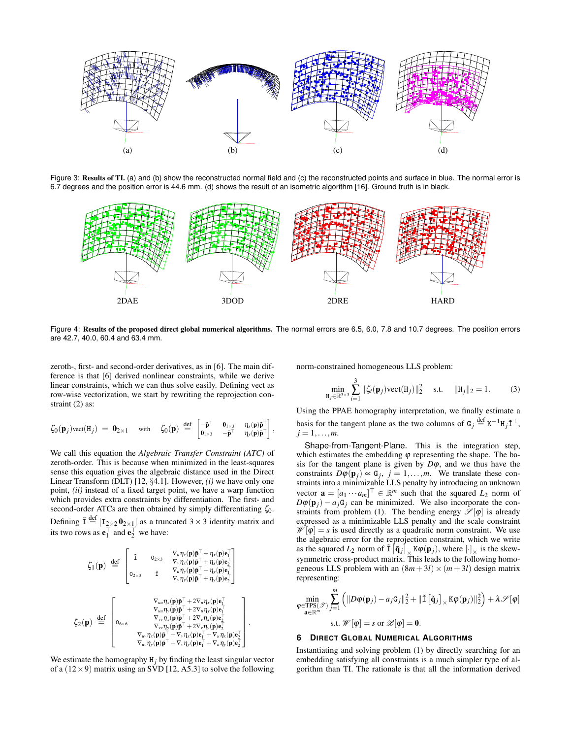(a) (b) (c) (d)

Figure 3: **Results of TI.** (a) and (b) show the reconstructed normal field and (c) the reconstructed points and surface in blue. The normal error is 6.7 degrees and the position error is 44.6 mm. (d) shows the result of an isometric algorithm [16]. Ground truth is in black.

2DAE 3DOD 2DRE HARD

Figure 4: **Results of the proposed direct global numerical algorithms.** The normal errors are 6.5, 6.0, 7.8 and 10.7 degrees. The position errors are 42.7, 40.0, 60.4 and 63.4 mm.

zeroth-, first- and second-order derivatives, as in [6]. The main difference is that [6] derived nonlinear constraints, while we derive linear constraints, which we can thus solve easily. Defining vect as row-wise vectorization, we start by rewriting the reprojection constraint (2) as:

$$\zeta_0(\mathbf{p}_j)\text{vect}(\mathtt{H}_j) \;=\; \mathbf{0}_{2\times 1} \quad \text{with} \quad \zeta_0(\mathbf{p}) \;\stackrel{\text{def}}{=}\; \begin{bmatrix} -\tilde{\mathbf{p}}^\top & \mathbf{0}_{1\times 3} & \eta_x(\mathbf{p})\tilde{\mathbf{p}}^\top \\ \mathbf{0}_{1\times 3} & -\tilde{\mathbf{p}}^\top & \eta_y(\mathbf{p})\tilde{\mathbf{p}}^\top \end{bmatrix},$$

We call this equation the *Algebraic Transfer Constraint (ATC)* of zeroth-order. This is because when minimized in the least-squares sense this equation gives the algebraic distance used in the Direct Linear Transform (DLT) [12, §4.1]. However, *(i)* we have only one point, *(ii)* instead of a fixed target point, we have a warp function which provides extra constraints by differentiation. The first- and second-order ATCs are then obtained by simply differentiating $\zeta_0$. Defining $\tilde{\mathtt{I}} \stackrel{\text{def}}{=} [\mathtt{I}_{2\times 2}\, \mathbf{0}_{2\times 1}]$ as a truncated $3\times 3$ identity matrix and its two rows as $\mathbf{e}_1^\top$ and $\mathbf{e}_2^\top$ we have:

$$\zeta_1(\mathbf{p}) \;\stackrel{\text{def}}{=}\; \begin{bmatrix} \tilde{\mathtt{I}} & \mathtt{0}_{2\times 3} & \begin{matrix} \nabla_u \eta_x(\mathbf{p})\tilde{\mathbf{p}}^\top + \eta_x(\mathbf{p})\mathbf{e}_1^\top \\ \nabla_v \eta_x(\mathbf{p})\tilde{\mathbf{p}}^\top + \eta_x(\mathbf{p})\mathbf{e}_2^\top \end{matrix} \\ \mathtt{0}_{2\times 3} & \tilde{\mathtt{I}} & \begin{matrix} \nabla_u \eta_y(\mathbf{p})\tilde{\mathbf{p}}^\top + \eta_y(\mathbf{p})\mathbf{e}_1^\top \\ \nabla_v \eta_y(\mathbf{p})\tilde{\mathbf{p}}^\top + \eta_y(\mathbf{p})\mathbf{e}_2^\top \end{matrix} \end{bmatrix}$$

$$\zeta_2(\mathbf{p}) \;\stackrel{\text{def}}{=}\; \begin{bmatrix} \mathtt{0}_{6\times 6} & \begin{matrix} \nabla_{uu}\eta_x(\mathbf{p})\tilde{\mathbf{p}}^\top + 2\nabla_u\eta_x(\mathbf{p})\mathbf{e}_1^\top \\ \nabla_{uu}\eta_y(\mathbf{p})\tilde{\mathbf{p}}^\top + 2\nabla_u\eta_y(\mathbf{p})\mathbf{e}_1^\top \\ \nabla_{vv}\eta_x(\mathbf{p})\tilde{\mathbf{p}}^\top + 2\nabla_v\eta_x(\mathbf{p})\mathbf{e}_2^\top \\ \nabla_{vv}\eta_y(\mathbf{p})\tilde{\mathbf{p}}^\top + 2\nabla_v\eta_y(\mathbf{p})\mathbf{e}_2^\top \\ \nabla_{uv}\eta_x(\mathbf{p})\tilde{\mathbf{p}}^\top + \nabla_v\eta_x(\mathbf{p})\mathbf{e}_1^\top + \nabla_u\eta_x(\mathbf{p})\mathbf{e}_2^\top \\ \nabla_{uv}\eta_y(\mathbf{p})\tilde{\mathbf{p}}^\top + \nabla_v\eta_y(\mathbf{p})\mathbf{e}_1^\top + \nabla_u\eta_y(\mathbf{p})\mathbf{e}_2^\top \end{matrix} \end{bmatrix}.$$

We estimate the homography $\mathtt{H}_j$ by finding the least singular vector of a $(12\times 9)$ matrix using an SVD [12, A5.3] to solve the following norm-constrained homogeneous LLS problem:

$$\min_{\mathtt{H}_j\in\mathbb{R}^{3\times 3}} \sum_{i=1}^{3} \|\zeta_i(\mathbf{p}_j)\text{vect}(\mathtt{H}_j)\|_2^2 \quad \text{s.t.} \quad \|\mathtt{H}_j\|_2 = 1. \tag{3}$$

Using the PPAE homography interpretation, we finally estimate a basis for the tangent plane as the two columns of $\mathtt{G}_j \stackrel{\text{def}}{=} \mathtt{K}^{-1}\mathtt{H}_j\tilde{\mathtt{I}}^\top$, $j = 1,\ldots,m$.

Shape-from-Tangent-Plane. This is the integration step, which estimates the embedding $\varphi$ representing the shape. The basis for the tangent plane is given by $D\varphi$, and we thus have the constraints $D\varphi(\mathbf{p}_j) \propto \mathtt{G}_j$, $j = 1,\ldots,m$. We translate these constraints into a minimizable LLS penalty by introducing an unknown vector $\mathbf{a} = [a_1\cdots a_m]^\top \in \mathbb{R}^m$ such that the squared $L_2$ norm of $D\varphi(\mathbf{p}_j) - a_j\mathtt{G}_j$ can be minimized. We also incorporate the constraints from problem (1). The bending energy $\mathscr{S}[\varphi]$ is already expressed as a minimizable LLS penalty and the scale constraint $\mathscr{W}[\varphi] = s$ is used directly as a quadratic norm constraint. We use the algebraic error for the reprojection constraint, which we write as the squared $L_2$ norm of $\tilde{\mathtt{I}}\,[\tilde{\mathbf{q}}_j]_\times \mathtt{K}\varphi(\mathbf{p}_j)$, where $[\cdot]_\times$ is the skew-symmetric cross-product matrix. This leads to the following homogeneous LLS problem with an $(8m+3l)\times(m+3l)$ design matrix representing:

$$\min_{\substack{\varphi\in\text{TPS}(\mathscr{T})\\ \mathbf{a}\in\mathbb{R}^m}} \sum_{j=1}^{m} \left(\|D\varphi(\mathbf{p}_j) - a_j\mathtt{G}_j\|_2^2 + \|\tilde{\mathtt{I}}\,[\tilde{\mathbf{q}}_j]_\times \mathtt{K}\varphi(\mathbf{p}_j)\|_2^2\right) + \lambda\mathscr{S}[\varphi]$$

$$\text{s.t. } \mathscr{W}[\varphi] = s \text{ or } \mathscr{B}[\varphi] = \mathbf{0}.$$

## 6 Direct Global Numerical Algorithms

Instantiating and solving problem (1) by directly searching for an embedding satisfying all constraints is a much simpler type of algorithm than TI. The rationale is that all the information derived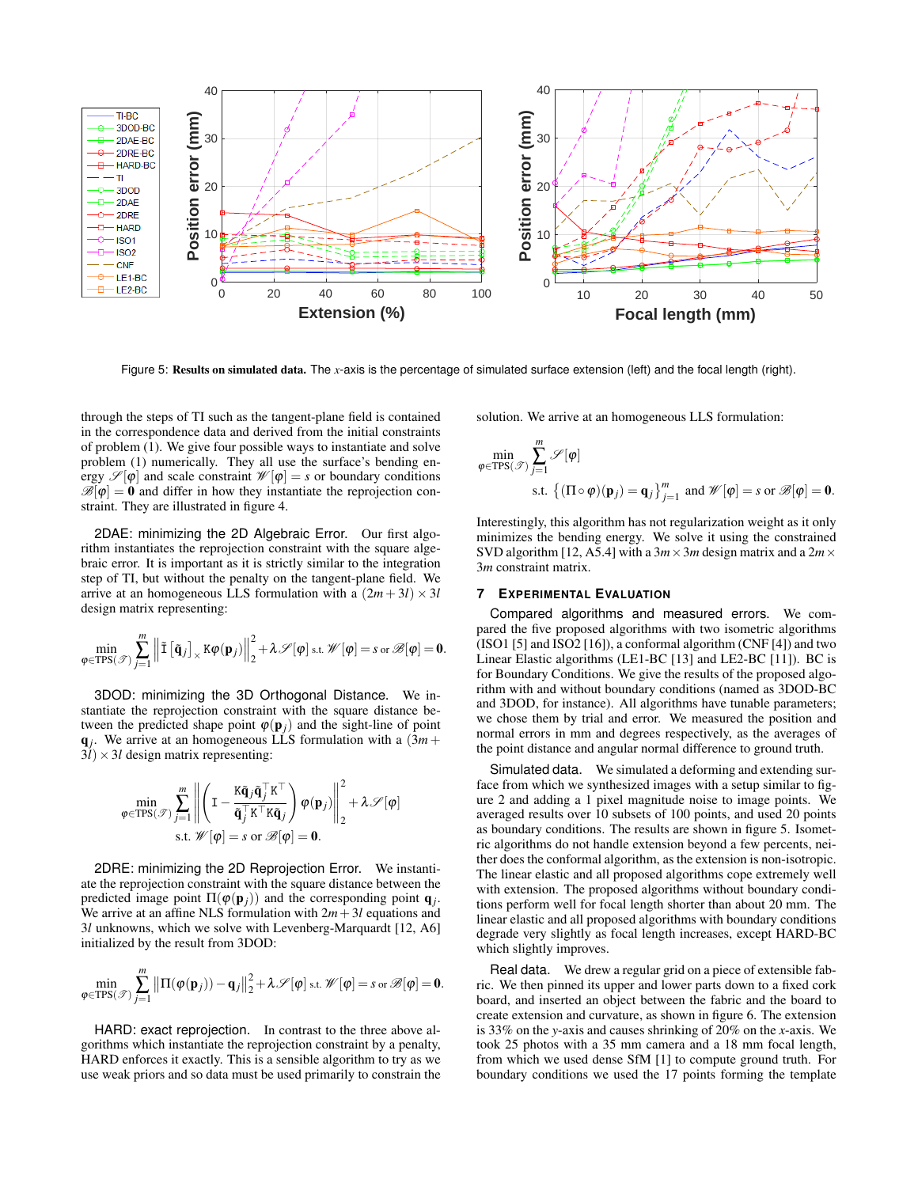Figure 5: **Results on simulated data.** The $x$-axis is the percentage of simulated surface extension (left) and the focal length (right).

through the steps of TI such as the tangent-plane field is contained in the correspondence data and derived from the initial constraints of problem (1). We give four possible ways to instantiate and solve problem (1) numerically. They all use the surface's bending energy $\mathscr{S}[\varphi]$ and scale constraint $\mathscr{W}[\varphi] = s$ or boundary conditions $\mathscr{B}[\varphi] = \mathbf{0}$ and differ in how they instantiate the reprojection constraint. They are illustrated in figure 4.

**2DAE: minimizing the 2D Algebraic Error.** Our first algorithm instantiates the reprojection constraint with the square algebraic error. It is important as it is strictly similar to the integration step of TI, but without the penalty on the tangent-plane field. We arrive at an homogeneous LLS formulation with a $(2m+3l) \times 3l$ design matrix representing:

$$\min_{\varphi \in \mathrm{TPS}(\mathscr{T})} \sum_{j=1}^{m} \left\| \tilde{\mathtt{I}}\left[\tilde{\mathbf{q}}_j\right]_\times \mathtt{K}\varphi(\mathbf{p}_j) \right\|_2^2 + \lambda \mathscr{S}[\varphi] \text{ s.t. } \mathscr{W}[\varphi] = s \text{ or } \mathscr{B}[\varphi] = \mathbf{0}.$$

**3DOD: minimizing the 3D Orthogonal Distance.** We instantiate the reprojection constraint with the square distance between the predicted shape point $\varphi(\mathbf{p}_j)$ and the sight-line of point $\mathbf{q}_j$. We arrive at an homogeneous LLS formulation with a $(3m+3l) \times 3l$ design matrix representing:

$$\min_{\varphi \in \mathrm{TPS}(\mathscr{T})} \sum_{j=1}^{m} \left\| \left( \mathtt{I} - \frac{\mathtt{K}\tilde{\mathbf{q}}_j \tilde{\mathbf{q}}_j^\top \mathtt{K}^\top}{\tilde{\mathbf{q}}_j^\top \mathtt{K}^\top \mathtt{K} \tilde{\mathbf{q}}_j} \right) \varphi(\mathbf{p}_j) \right\|_2^2 + \lambda \mathscr{S}[\varphi]$$
$$\text{s.t. } \mathscr{W}[\varphi] = s \text{ or } \mathscr{B}[\varphi] = \mathbf{0}.$$

**2DRE: minimizing the 2D Reprojection Error.** We instantiate the reprojection constraint with the square distance between the predicted image point $\Pi(\varphi(\mathbf{p}_j))$ and the corresponding point $\mathbf{q}_j$. We arrive at an affine NLS formulation with $2m+3l$ equations and $3l$ unknowns, which we solve with Levenberg-Marquardt [12, A6] initialized by the result from 3DOD:

$$\min_{\varphi \in \mathrm{TPS}(\mathscr{T})} \sum_{j=1}^{m} \left\| \Pi(\varphi(\mathbf{p}_j)) - \mathbf{q}_j \right\|_2^2 + \lambda \mathscr{S}[\varphi] \text{ s.t. } \mathscr{W}[\varphi] = s \text{ or } \mathscr{B}[\varphi] = \mathbf{0}.$$

**HARD: exact reprojection.** In contrast to the three above algorithms which instantiate the reprojection constraint by a penalty, HARD enforces it exactly. This is a sensible algorithm to try as we use weak priors and so data must be used primarily to constrain the solution. We arrive at an homogeneous LLS formulation:

$$\min_{\varphi \in \mathrm{TPS}(\mathscr{T})} \sum_{j=1}^{m} \mathscr{S}[\varphi]$$
$$\text{s.t. } \left\{ (\Pi \circ \varphi)(\mathbf{p}_j) = \mathbf{q}_j \right\}_{j=1}^{m} \text{ and } \mathscr{W}[\varphi] = s \text{ or } \mathscr{B}[\varphi] = \mathbf{0}.$$

Interestingly, this algorithm has not regularization weight as it only minimizes the bending energy. We solve it using the constrained SVD algorithm [12, A5.4] with a $3m \times 3m$ design matrix and a $2m \times 3m$ constraint matrix.

## 7 Experimental Evaluation

**Compared algorithms and measured errors.** We compared the five proposed algorithms with two isometric algorithms (ISO1 [5] and ISO2 [16]), a conformal algorithm (CNF [4]) and two Linear Elastic algorithms (LE1-BC [13] and LE2-BC [11]). BC is for Boundary Conditions. We give the results of the proposed algorithm with and without boundary conditions (named as 3DOD-BC and 3DOD, for instance). All algorithms have tunable parameters; we chose them by trial and error. We measured the position and normal errors in mm and degrees respectively, as the averages of the point distance and angular normal difference to ground truth.

**Simulated data.** We simulated a deforming and extending surface from which we synthesized images with a setup similar to figure 2 and adding a 1 pixel magnitude noise to image points. We averaged results over 10 subsets of 100 points, and used 20 points as boundary conditions. The results are shown in figure 5. Isometric algorithms do not handle extension beyond a few percents, neither does the conformal algorithm, as the extension is non-isotropic. The linear elastic and all proposed algorithms cope extremely well with extension. The proposed algorithms without boundary conditions perform well for focal length shorter than about 20 mm. The linear elastic and all proposed algorithms with boundary conditions degrade very slightly as focal length increases, except HARD-BC which slightly improves.

**Real data.** We drew a regular grid on a piece of extensible fabric. We then pinned its upper and lower parts down to a fixed cork board, and inserted an object between the fabric and the board to create extension and curvature, as shown in figure 6. The extension is 33% on the $y$-axis and causes shrinking of 20% on the $x$-axis. We took 25 photos with a 35 mm camera and a 18 mm focal length, from which we used dense SfM [1] to compute ground truth. For boundary conditions we used the 17 points forming the template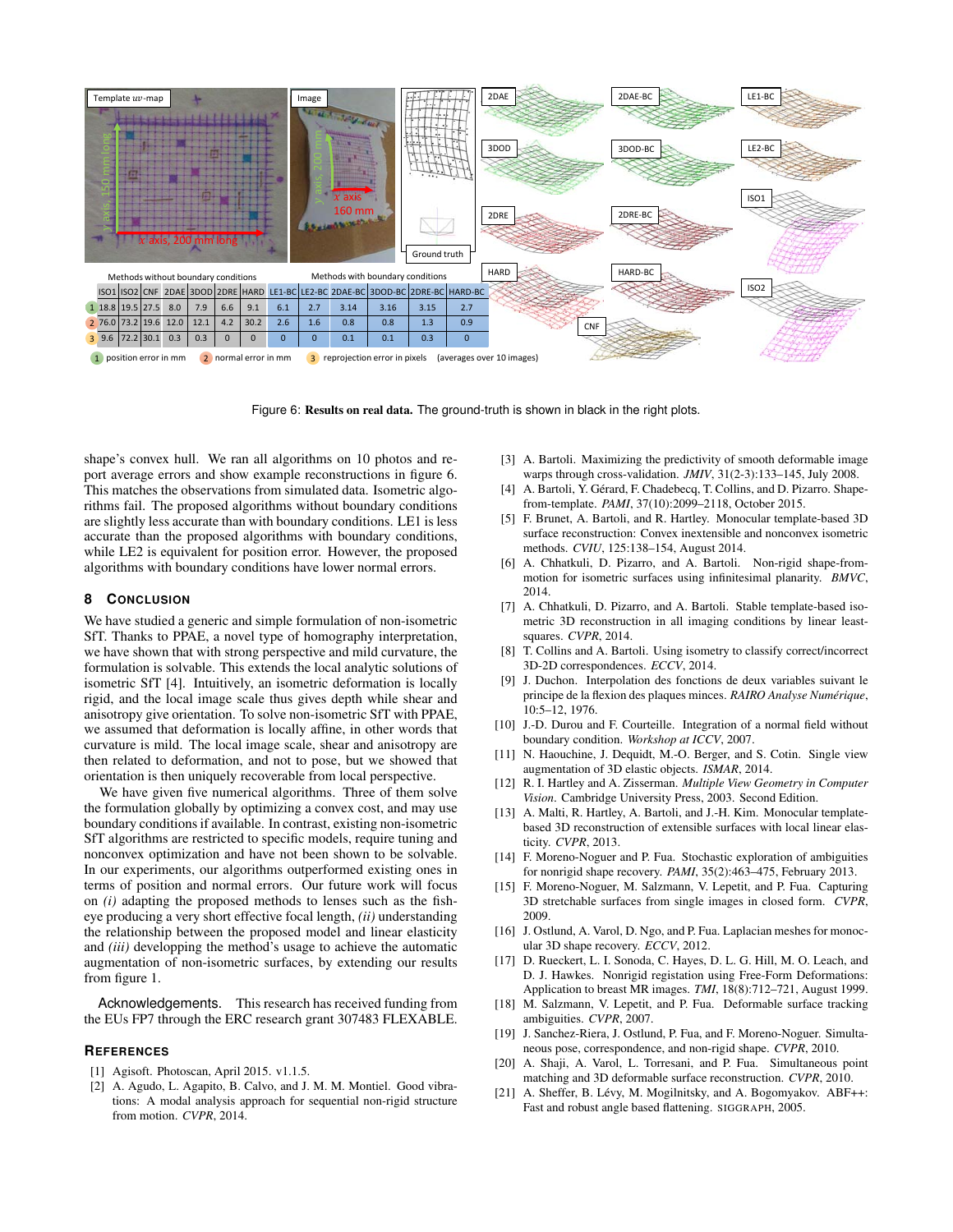| | Methods without boundary conditions | | | | | | | Methods with boundary conditions | | | | | |
|---|---|---|---|---|---|---|---|---|---|---|---|---|---|
| | ISO1 | ISO2 | CNF | 2DAE | 3DOD | 2DRE | HARD | LE1-BC | LE2-BC | 2DAE-BC | 3DOD-BC | 2DRE-BC | HARD-BC |
| 1 | 18.8 | 19.5 | 27.5 | 8.0 | 7.9 | 6.6 | 9.1 | 6.1 | 2.7 | 3.14 | 3.16 | 3.15 | 2.7 |
| 2 | 76.0 | 73.2 | 19.6 | 12.0 | 12.1 | 4.2 | 30.2 | 2.6 | 1.6 | 0.8 | 0.8 | 1.3 | 0.9 |
| 3 | 9.6 | 72.2 | 30.1 | 0.3 | 0.3 | 0 | 0 | 0 | 0 | 0.1 | 0.1 | 0.3 | 0 |

1 position error in mm 2 normal error in mm 3 reprojection error in pixels (averages over 10 images)

Figure 6: **Results on real data.** The ground-truth is shown in black in the right plots.

shape's convex hull. We ran all algorithms on 10 photos and report average errors and show example reconstructions in figure 6. This matches the observations from simulated data. Isometric algorithms fail. The proposed algorithms without boundary conditions are slightly less accurate than with boundary conditions. LE1 is less accurate than the proposed algorithms with boundary conditions, while LE2 is equivalent for position error. However, the proposed algorithms with boundary conditions have lower normal errors.

## 8 Conclusion

We have studied a generic and simple formulation of non-isometric SfT. Thanks to PPAE, a novel type of homography interpretation, we have shown that with strong perspective and mild curvature, the formulation is solvable. This extends the local analytic solutions of isometric SfT [4]. Intuitively, an isometric deformation is locally rigid, and the local image scale thus gives depth while shear and anisotropy give orientation. To solve non-isometric SfT with PPAE, we assumed that deformation is locally affine, in other words that curvature is mild. The local image scale, shear and anisotropy are then related to deformation, and not to pose, but we showed that orientation is then uniquely recoverable from local perspective.

We have given five numerical algorithms. Three of them solve the formulation globally by optimizing a convex cost, and may use boundary conditions if available. In contrast, existing non-isometric SfT algorithms are restricted to specific models, require tuning and nonconvex optimization and have not been shown to be solvable. In our experiments, our algorithms outperformed existing ones in terms of position and normal errors. Our future work will focus on *(i)* adapting the proposed methods to lenses such as the fish-eye producing a very short effective focal length, *(ii)* understanding the relationship between the proposed model and linear elasticity and *(iii)* developping the method's usage to achieve the automatic augmentation of non-isometric surfaces, by extending our results from figure 1.

Acknowledgements. This research has received funding from the EUs FP7 through the ERC research grant 307483 FLEXABLE.

## References

[1] Agisoft. Photoscan, April 2015. v1.1.5.

[2] A. Agudo, L. Agapito, B. Calvo, and J. M. M. Montiel. Good vibrations: A modal analysis approach for sequential non-rigid structure from motion. *CVPR*, 2014.

[3] A. Bartoli. Maximizing the predictivity of smooth deformable image warps through cross-validation. *JMIV*, 31(2-3):133–145, July 2008.

[4] A. Bartoli, Y. Gérard, F. Chadebecq, T. Collins, and D. Pizarro. Shape-from-template. *PAMI*, 37(10):2099–2118, October 2015.

[5] F. Brunet, A. Bartoli, and R. Hartley. Monocular template-based 3D surface reconstruction: Convex inextensible and nonconvex isometric methods. *CVIU*, 125:138–154, August 2014.

[6] A. Chhatkuli, D. Pizarro, and A. Bartoli. Non-rigid shape-from-motion for isometric surfaces using infinitesimal planarity. *BMVC*, 2014.

[7] A. Chhatkuli, D. Pizarro, and A. Bartoli. Stable template-based isometric 3D reconstruction in all imaging conditions by linear least-squares. *CVPR*, 2014.

[8] T. Collins and A. Bartoli. Using isometry to classify correct/incorrect 3D-2D correspondences. *ECCV*, 2014.

[9] J. Duchon. Interpolation des fonctions de deux variables suivant le principe de la flexion des plaques minces. *RAIRO Analyse Numérique*, 10:5–12, 1976.

[10] J.-D. Durou and F. Courteille. Integration of a normal field without boundary condition. *Workshop at ICCV*, 2007.

[11] N. Haouchine, J. Dequidt, M.-O. Berger, and S. Cotin. Single view augmentation of 3D elastic objects. *ISMAR*, 2014.

[12] R. I. Hartley and A. Zisserman. *Multiple View Geometry in Computer Vision*. Cambridge University Press, 2003. Second Edition.

[13] A. Malti, R. Hartley, A. Bartoli, and J.-H. Kim. Monocular template-based 3D reconstruction of extensible surfaces with local linear elasticity. *CVPR*, 2013.

[14] F. Moreno-Noguer and P. Fua. Stochastic exploration of ambiguities for nonrigid shape recovery. *PAMI*, 35(2):463–475, February 2013.

[15] F. Moreno-Noguer, M. Salzmann, V. Lepetit, and P. Fua. Capturing 3D stretchable surfaces from single images in closed form. *CVPR*, 2009.

[16] J. Ostlund, A. Varol, D. Ngo, and P. Fua. Laplacian meshes for monocular 3D shape recovery. *ECCV*, 2012.

[17] D. Rueckert, L. I. Sonoda, C. Hayes, D. L. G. Hill, M. O. Leach, and D. J. Hawkes. Nonrigid registration using Free-Form Deformations: Application to breast MR images. *TMI*, 18(8):712–721, August 1999.

[18] M. Salzmann, V. Lepetit, and P. Fua. Deformable surface tracking ambiguities. *CVPR*, 2007.

[19] J. Sanchez-Riera, J. Ostlund, P. Fua, and F. Moreno-Noguer. Simultaneous pose, correspondence, and non-rigid shape. *CVPR*, 2010.

[20] A. Shaji, A. Varol, L. Torresani, and P. Fua. Simultaneous point matching and 3D deformable surface reconstruction. *CVPR*, 2010.

[21] A. Sheffer, B. Lévy, M. Mogilnitsky, and A. Bogomyakov. ABF++: Fast and robust angle based flattening. SIGGRAPH, 2005.